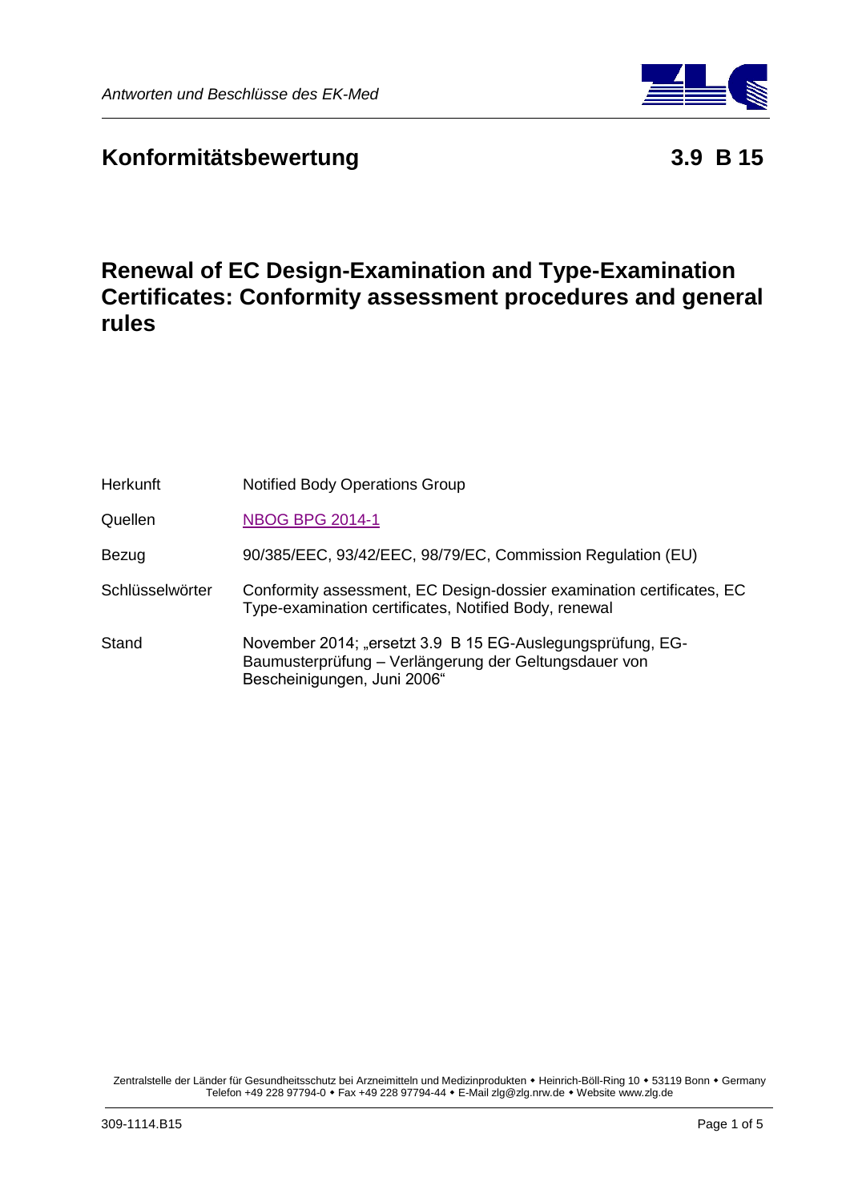# Konformitätsbewertung — 3.9 B 15

## Renewal of EC Design-Examination and Type-Examination Certificates: Conformity assessment procedures and general rules

| | |
|---|---|
| Herkunft | Notified Body Operations Group |
| Quellen | NBOG BPG 2014-1 |
| Bezug | 90/385/EEC, 93/42/EEC, 98/79/EC, Commission Regulation (EU) |
| Schlüsselwörter | Conformity assessment, EC Design-dossier examination certificates, EC Type-examination certificates, Notified Body, renewal |
| Stand | November 2014; „ersetzt 3.9 B 15 EG-Auslegungsprüfung, EG-Baumusterprüfung – Verlängerung der Geltungsdauer von Bescheinigungen, Juni 2006“ |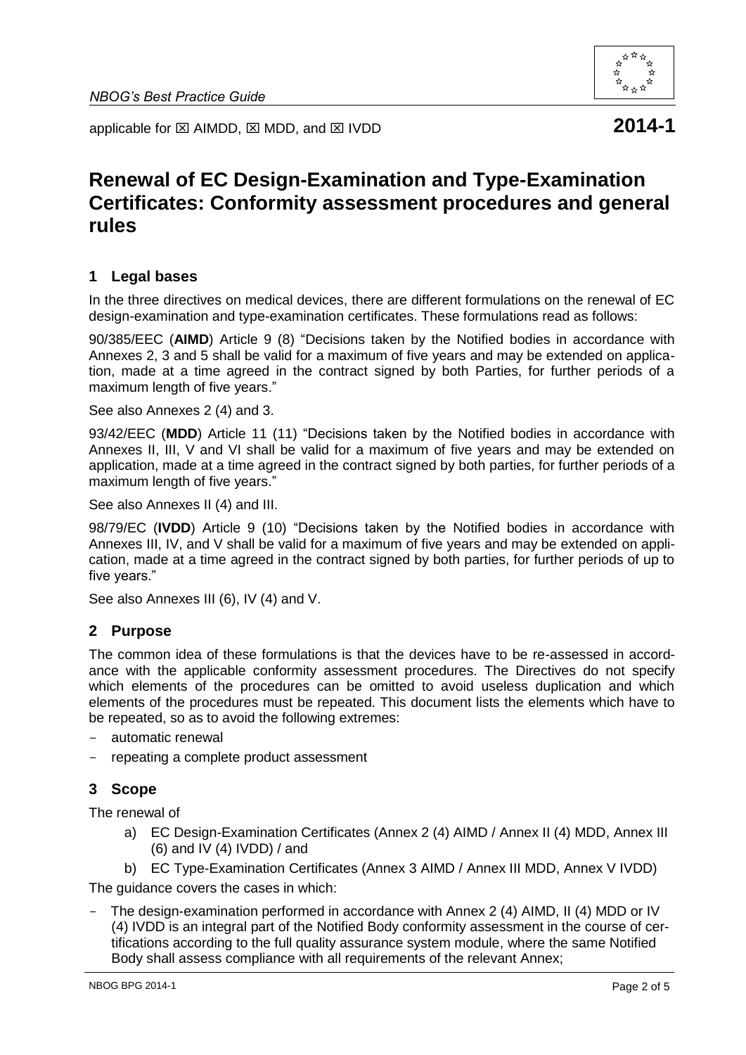applicable for ☒ AIMDD, ☒ MDD, and ☒ IVDD **2014-1**

# Renewal of EC Design-Examination and Type-Examination Certificates: Conformity assessment procedures and general rules

## 1 Legal bases

In the three directives on medical devices, there are different formulations on the renewal of EC design-examination and type-examination certificates. These formulations read as follows:

90/385/EEC (**AIMD**) Article 9 (8) "Decisions taken by the Notified bodies in accordance with Annexes 2, 3 and 5 shall be valid for a maximum of five years and may be extended on application, made at a time agreed in the contract signed by both Parties, for further periods of a maximum length of five years."

See also Annexes 2 (4) and 3.

93/42/EEC (**MDD**) Article 11 (11) "Decisions taken by the Notified bodies in accordance with Annexes II, III, V and VI shall be valid for a maximum of five years and may be extended on application, made at a time agreed in the contract signed by both parties, for further periods of a maximum length of five years."

See also Annexes II (4) and III.

98/79/EC (**IVDD**) Article 9 (10) "Decisions taken by the Notified bodies in accordance with Annexes III, IV, and V shall be valid for a maximum of five years and may be extended on application, made at a time agreed in the contract signed by both parties, for further periods of up to five years."

See also Annexes III (6), IV (4) and V.

## 2 Purpose

The common idea of these formulations is that the devices have to be re-assessed in accordance with the applicable conformity assessment procedures. The Directives do not specify which elements of the procedures can be omitted to avoid useless duplication and which elements of the procedures must be repeated. This document lists the elements which have to be repeated, so as to avoid the following extremes:

- automatic renewal
- repeating a complete product assessment

## 3 Scope

The renewal of

a) EC Design-Examination Certificates (Annex 2 (4) AIMD / Annex II (4) MDD, Annex III (6) and IV (4) IVDD) / and

b) EC Type-Examination Certificates (Annex 3 AIMD / Annex III MDD, Annex V IVDD)

The guidance covers the cases in which:

- The design-examination performed in accordance with Annex 2 (4) AIMD, II (4) MDD or IV (4) IVDD is an integral part of the Notified Body conformity assessment in the course of certifications according to the full quality assurance system module, where the same Notified Body shall assess compliance with all requirements of the relevant Annex;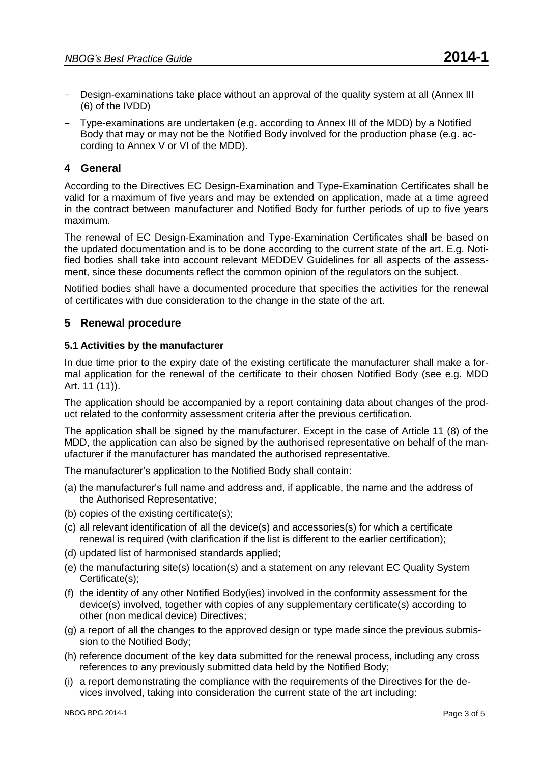- Design-examinations take place without an approval of the quality system at all (Annex III (6) of the IVDD)
- Type-examinations are undertaken (e.g. according to Annex III of the MDD) by a Notified Body that may or may not be the Notified Body involved for the production phase (e.g. according to Annex V or VI of the MDD).

## 4 General

According to the Directives EC Design-Examination and Type-Examination Certificates shall be valid for a maximum of five years and may be extended on application, made at a time agreed in the contract between manufacturer and Notified Body for further periods of up to five years maximum.

The renewal of EC Design-Examination and Type-Examination Certificates shall be based on the updated documentation and is to be done according to the current state of the art. E.g. Notified bodies shall take into account relevant MEDDEV Guidelines for all aspects of the assessment, since these documents reflect the common opinion of the regulators on the subject.

Notified bodies shall have a documented procedure that specifies the activities for the renewal of certificates with due consideration to the change in the state of the art.

## 5 Renewal procedure

### 5.1 Activities by the manufacturer

In due time prior to the expiry date of the existing certificate the manufacturer shall make a formal application for the renewal of the certificate to their chosen Notified Body (see e.g. MDD Art. 11 (11)).

The application should be accompanied by a report containing data about changes of the product related to the conformity assessment criteria after the previous certification.

The application shall be signed by the manufacturer. Except in the case of Article 11 (8) of the MDD, the application can also be signed by the authorised representative on behalf of the manufacturer if the manufacturer has mandated the authorised representative.

The manufacturer's application to the Notified Body shall contain:

(a) the manufacturer's full name and address and, if applicable, the name and the address of the Authorised Representative;
(b) copies of the existing certificate(s);
(c) all relevant identification of all the device(s) and accessories(s) for which a certificate renewal is required (with clarification if the list is different to the earlier certification);
(d) updated list of harmonised standards applied;
(e) the manufacturing site(s) location(s) and a statement on any relevant EC Quality System Certificate(s);
(f) the identity of any other Notified Body(ies) involved in the conformity assessment for the device(s) involved, together with copies of any supplementary certificate(s) according to other (non medical device) Directives;
(g) a report of all the changes to the approved design or type made since the previous submission to the Notified Body;
(h) reference document of the key data submitted for the renewal process, including any cross references to any previously submitted data held by the Notified Body;
(i) a report demonstrating the compliance with the requirements of the Directives for the devices involved, taking into consideration the current state of the art including: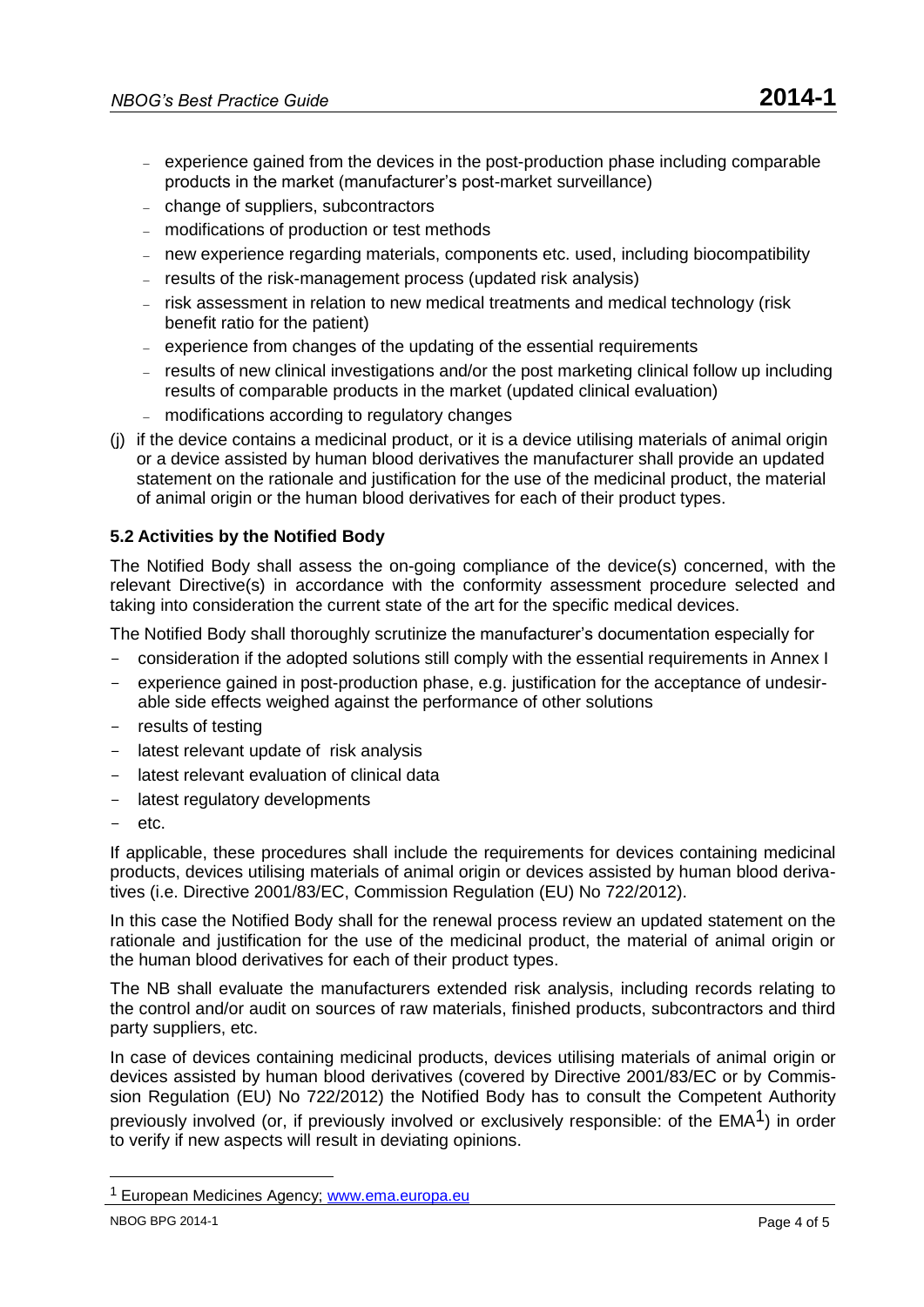- experience gained from the devices in the post-production phase including comparable products in the market (manufacturer's post-market surveillance)
- change of suppliers, subcontractors
- modifications of production or test methods
- new experience regarding materials, components etc. used, including biocompatibility
- results of the risk-management process (updated risk analysis)
- risk assessment in relation to new medical treatments and medical technology (risk benefit ratio for the patient)
- experience from changes of the updating of the essential requirements
- results of new clinical investigations and/or the post marketing clinical follow up including results of comparable products in the market (updated clinical evaluation)
- modifications according to regulatory changes

(j) if the device contains a medicinal product, or it is a device utilising materials of animal origin or a device assisted by human blood derivatives the manufacturer shall provide an updated statement on the rationale and justification for the use of the medicinal product, the material of animal origin or the human blood derivatives for each of their product types.

### 5.2 Activities by the Notified Body

The Notified Body shall assess the on-going compliance of the device(s) concerned, with the relevant Directive(s) in accordance with the conformity assessment procedure selected and taking into consideration the current state of the art for the specific medical devices.

The Notified Body shall thoroughly scrutinize the manufacturer's documentation especially for

- consideration if the adopted solutions still comply with the essential requirements in Annex I
- experience gained in post-production phase, e.g. justification for the acceptance of undesirable side effects weighed against the performance of other solutions
- results of testing
- latest relevant update of risk analysis
- latest relevant evaluation of clinical data
- latest regulatory developments
- etc.

If applicable, these procedures shall include the requirements for devices containing medicinal products, devices utilising materials of animal origin or devices assisted by human blood derivatives (i.e. Directive 2001/83/EC, Commission Regulation (EU) No 722/2012).

In this case the Notified Body shall for the renewal process review an updated statement on the rationale and justification for the use of the medicinal product, the material of animal origin or the human blood derivatives for each of their product types.

The NB shall evaluate the manufacturers extended risk analysis, including records relating to the control and/or audit on sources of raw materials, finished products, subcontractors and third party suppliers, etc.

In case of devices containing medicinal products, devices utilising materials of animal origin or devices assisted by human blood derivatives (covered by Directive 2001/83/EC or by Commission Regulation (EU) No 722/2012) the Notified Body has to consult the Competent Authority previously involved (or, if previously involved or exclusively responsible: of the EMA[1]) in order to verify if new aspects will result in deviating opinions.

[1] European Medicines Agency; www.ema.europa.eu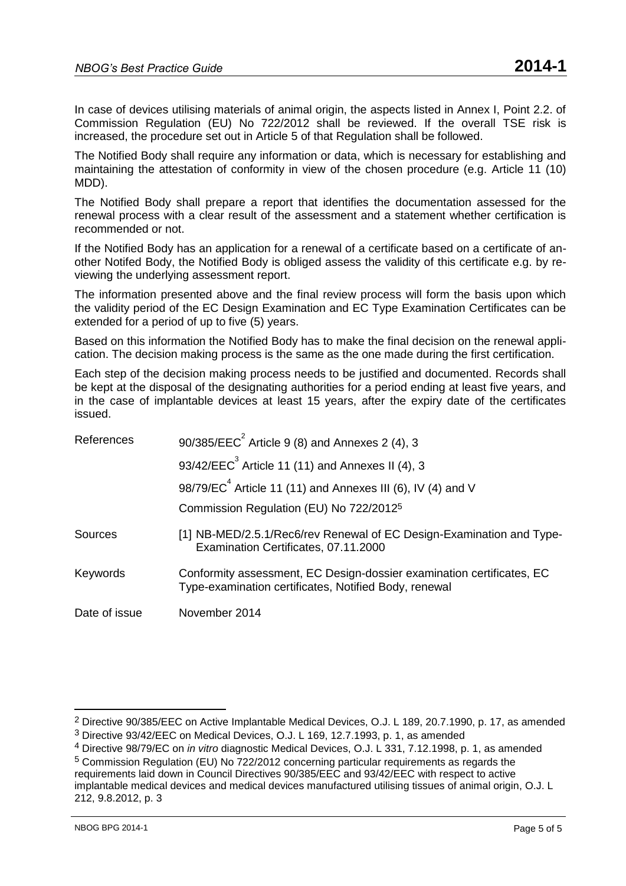In case of devices utilising materials of animal origin, the aspects listed in Annex I, Point 2.2. of Commission Regulation (EU) No 722/2012 shall be reviewed. If the overall TSE risk is increased, the procedure set out in Article 5 of that Regulation shall be followed.

The Notified Body shall require any information or data, which is necessary for establishing and maintaining the attestation of conformity in view of the chosen procedure (e.g. Article 11 (10) MDD).

The Notified Body shall prepare a report that identifies the documentation assessed for the renewal process with a clear result of the assessment and a statement whether certification is recommended or not.

If the Notified Body has an application for a renewal of a certificate based on a certificate of another Notifed Body, the Notified Body is obliged assess the validity of this certificate e.g. by reviewing the underlying assessment report.

The information presented above and the final review process will form the basis upon which the validity period of the EC Design Examination and EC Type Examination Certificates can be extended for a period of up to five (5) years.

Based on this information the Notified Body has to make the final decision on the renewal application. The decision making process is the same as the one made during the first certification.

Each step of the decision making process needs to be justified and documented. Records shall be kept at the disposal of the designating authorities for a period ending at least five years, and in the case of implantable devices at least 15 years, after the expiry date of the certificates issued.

| | |
|---|---|
| References | 90/385/EEC[2] Article 9 (8) and Annexes 2 (4), 3<br>93/42/EEC[3] Article 11 (11) and Annexes II (4), 3<br>98/79/EC[4] Article 11 (11) and Annexes III (6), IV (4) and V<br>Commission Regulation (EU) No 722/2012[5] |
| Sources | [1] NB-MED/2.5.1/Rec6/rev Renewal of EC Design-Examination and Type-Examination Certificates, 07.11.2000 |
| Keywords | Conformity assessment, EC Design-dossier examination certificates, EC Type-examination certificates, Notified Body, renewal |
| Date of issue | November 2014 |

---

[2] Directive 90/385/EEC on Active Implantable Medical Devices, O.J. L 189, 20.7.1990, p. 17, as amended

[3] Directive 93/42/EEC on Medical Devices, O.J. L 169, 12.7.1993, p. 1, as amended

[4] Directive 98/79/EC on *in vitro* diagnostic Medical Devices, O.J. L 331, 7.12.1998, p. 1, as amended

[5] Commission Regulation (EU) No 722/2012 concerning particular requirements as regards the requirements laid down in Council Directives 90/385/EEC and 93/42/EEC with respect to active implantable medical devices and medical devices manufactured utilising tissues of animal origin, O.J. L 212, 9.8.2012, p. 3